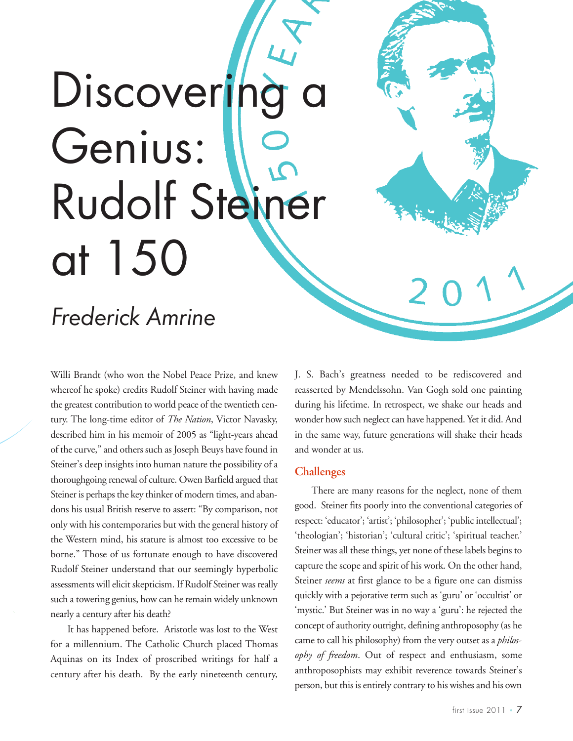// Title: Discovering a Genius: Rudolf Steiner at 150
# Discovering a Genius: Rudolf Steiner at 150

*Frederick Amrine*

Willi Brandt (who won the Nobel Peace Prize, and knew whereof he spoke) credits Rudolf Steiner with having made the greatest contribution to world peace of the twentieth century. The long-time editor of *The Nation*, Victor Navasky, described him in his memoir of 2005 as "light-years ahead of the curve," and others such as Joseph Beuys have found in Steiner's deep insights into human nature the possibility of a thoroughgoing renewal of culture. Owen Barfield argued that Steiner is perhaps the key thinker of modern times, and abandons his usual British reserve to assert: "By comparison, not only with his contemporaries but with the general history of the Western mind, his stature is almost too excessive to be borne." Those of us fortunate enough to have discovered Rudolf Steiner understand that our seemingly hyperbolic assessments will elicit skepticism. If Rudolf Steiner was really such a towering genius, how can he remain widely unknown nearly a century after his death?

It has happened before. Aristotle was lost to the West for a millennium. The Catholic Church placed Thomas Aquinas on its Index of proscribed writings for half a century after his death. By the early nineteenth century, J. S. Bach's greatness needed to be rediscovered and reasserted by Mendelssohn. Van Gogh sold one painting during his lifetime. In retrospect, we shake our heads and wonder how such neglect can have happened. Yet it did. And in the same way, future generations will shake their heads and wonder at us.

## Challenges

There are many reasons for the neglect, none of them good. Steiner fits poorly into the conventional categories of respect: 'educator'; 'artist'; 'philosopher'; 'public intellectual'; 'theologian'; 'historian'; 'cultural critic'; 'spiritual teacher.' Steiner was all these things, yet none of these labels begins to capture the scope and spirit of his work. On the other hand, Steiner *seems* at first glance to be a figure one can dismiss quickly with a pejorative term such as 'guru' or 'occultist' or 'mystic.' But Steiner was in no way a 'guru': he rejected the concept of authority outright, defining anthroposophy (as he came to call his philosophy) from the very outset as a *philosophy of freedom*. Out of respect and enthusiasm, some anthroposophists may exhibit reverence towards Steiner's person, but this is entirely contrary to his wishes and his own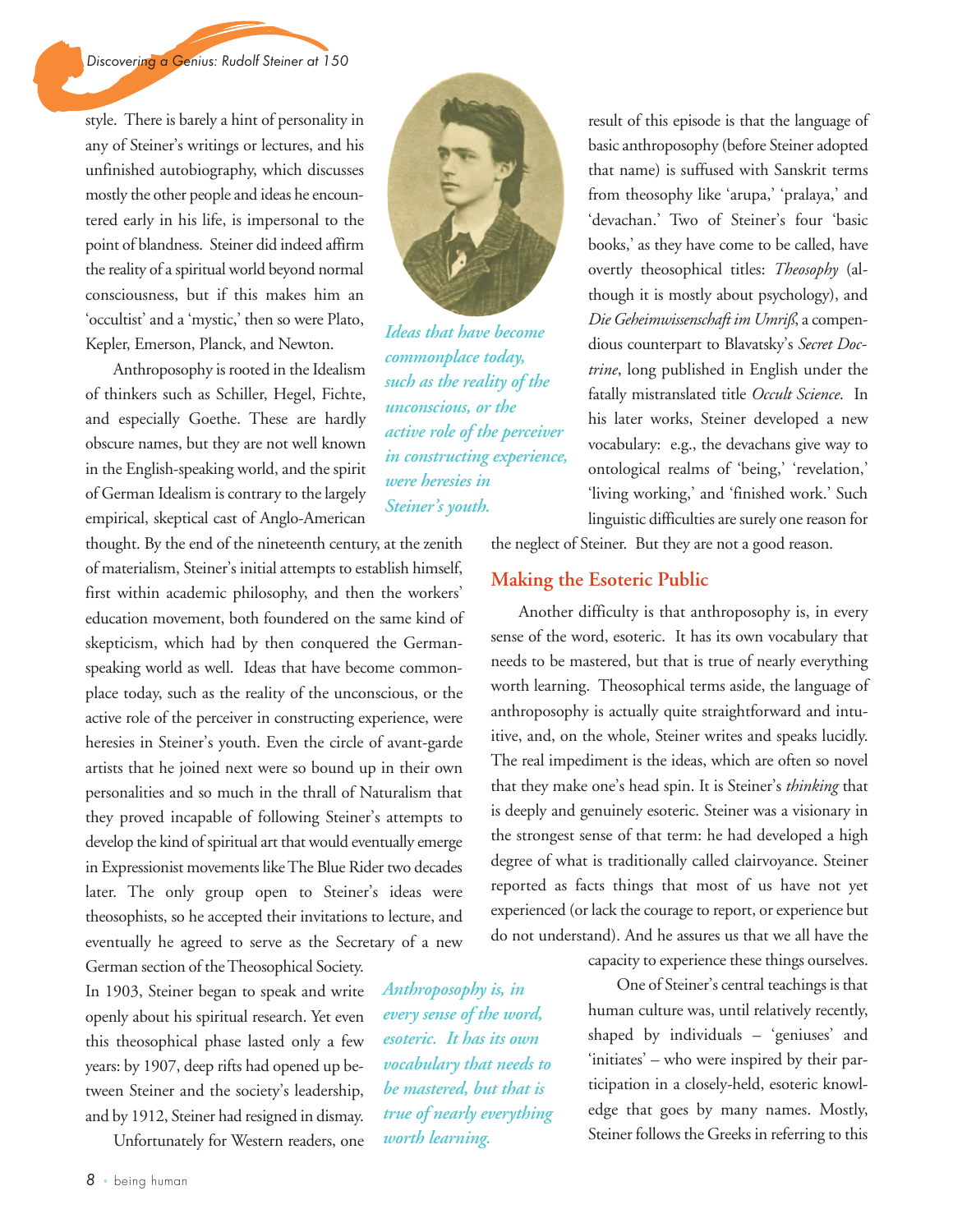style. There is barely a hint of personality in any of Steiner's writings or lectures, and his unfinished autobiography, which discusses mostly the other people and ideas he encountered early in his life, is impersonal to the point of blandness. Steiner did indeed affirm the reality of a spiritual world beyond normal consciousness, but if this makes him an 'occultist' and a 'mystic,' then so were Plato, Kepler, Emerson, Planck, and Newton.

Anthroposophy is rooted in the Idealism of thinkers such as Schiller, Hegel, Fichte, and especially Goethe. These are hardly obscure names, but they are not well known in the English-speaking world, and the spirit of German Idealism is contrary to the largely empirical, skeptical cast of Anglo-American thought. By the end of the nineteenth century, at the zenith of materialism, Steiner's initial attempts to establish himself, first within academic philosophy, and then the workers' education movement, both foundered on the same kind of skepticism, which had by then conquered the German-speaking world as well. Ideas that have become commonplace today, such as the reality of the unconscious, or the active role of the perceiver in constructing experience, were heresies in Steiner's youth. Even the circle of avant-garde artists that he joined next were so bound up in their own personalities and so much in the thrall of Naturalism that they proved incapable of following Steiner's attempts to develop the kind of spiritual art that would eventually emerge in Expressionist movements like The Blue Rider two decades later. The only group open to Steiner's ideas were theosophists, so he accepted their invitations to lecture, and eventually he agreed to serve as the Secretary of a new German section of the Theosophical Society.

*Ideas that have become commonplace today, such as the reality of the unconscious, or the active role of the perceiver in constructing experience, were heresies in Steiner's youth.*

In 1903, Steiner began to speak and write openly about his spiritual research. Yet even this theosophical phase lasted only a few years: by 1907, deep rifts had opened up between Steiner and the society's leadership, and by 1912, Steiner had resigned in dismay.

Unfortunately for Western readers, one result of this episode is that the language of basic anthroposophy (before Steiner adopted that name) is suffused with Sanskrit terms from theosophy like 'arupa,' 'pralaya,' and 'devachan.' Two of Steiner's four 'basic books,' as they have come to be called, have overtly theosophical titles: *Theosophy* (although it is mostly about psychology), and *Die Geheimwissenschaft im Umriß*, a compendious counterpart to Blavatsky's *Secret Doctrine*, long published in English under the fatally mistranslated title *Occult Science*. In his later works, Steiner developed a new vocabulary: e.g., the devachans give way to ontological realms of 'being,' 'revelation,' 'living working,' and 'finished work.' Such linguistic difficulties are surely one reason for the neglect of Steiner. But they are not a good reason.

## Making the Esoteric Public

Another difficulty is that anthroposophy is, in every sense of the word, esoteric. It has its own vocabulary that needs to be mastered, but that is true of nearly everything worth learning. Theosophical terms aside, the language of anthroposophy is actually quite straightforward and intuitive, and, on the whole, Steiner writes and speaks lucidly. The real impediment is the ideas, which are often so novel that they make one's head spin. It is Steiner's *thinking* that is deeply and genuinely esoteric. Steiner was a visionary in the strongest sense of that term: he had developed a high degree of what is traditionally called clairvoyance. Steiner reported as facts things that most of us have not yet experienced (or lack the courage to report, or experience but do not understand). And he assures us that we all have the capacity to experience these things ourselves.

*Anthroposophy is, in every sense of the word, esoteric. It has its own vocabulary that needs to be mastered, but that is true of nearly everything worth learning.*

One of Steiner's central teachings is that human culture was, until relatively recently, shaped by individuals – 'geniuses' and 'initiates' – who were inspired by their participation in a closely-held, esoteric knowledge that goes by many names. Mostly, Steiner follows the Greeks in referring to this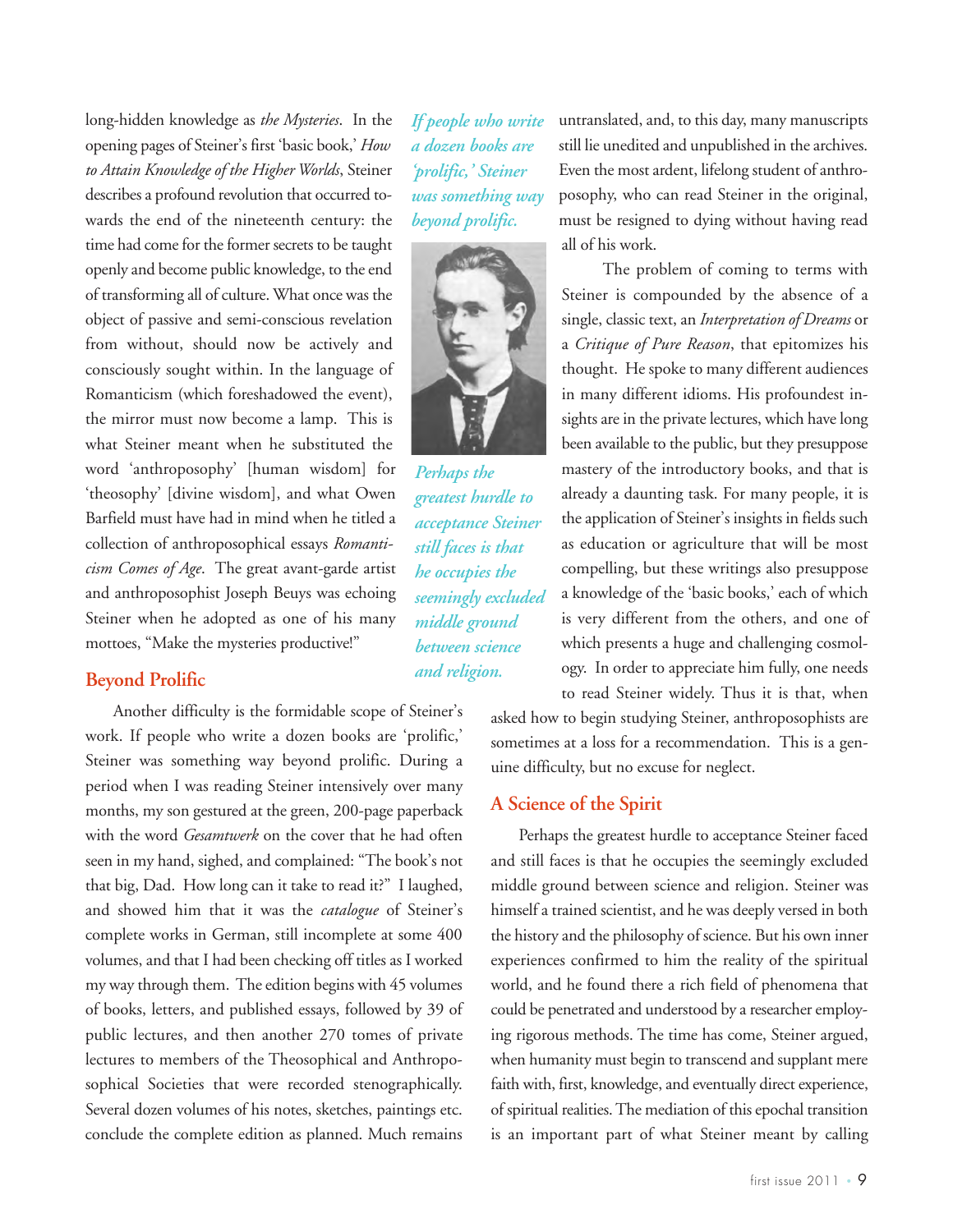long-hidden knowledge as *the Mysteries*. In the opening pages of Steiner's first 'basic book,' *How to Attain Knowledge of the Higher Worlds*, Steiner describes a profound revolution that occurred towards the end of the nineteenth century: the time had come for the former secrets to be taught openly and become public knowledge, to the end of transforming all of culture. What once was the object of passive and semi-conscious revelation from without, should now be actively and consciously sought within. In the language of Romanticism (which foreshadowed the event), the mirror must now become a lamp. This is what Steiner meant when he substituted the word 'anthroposophy' [human wisdom] for 'theosophy' [divine wisdom], and what Owen Barfield must have had in mind when he titled a collection of anthroposophical essays *Romanticism Comes of Age*. The great avant-garde artist and anthroposophist Joseph Beuys was echoing Steiner when he adopted as one of his many mottoes, "Make the mysteries productive!"

## Beyond Prolific

*If people who write a dozen books are 'prolific,' Steiner was something way beyond prolific.*

Another difficulty is the formidable scope of Steiner's work. If people who write a dozen books are 'prolific,' Steiner was something way beyond prolific. During a period when I was reading Steiner intensively over many months, my son gestured at the green, 200-page paperback with the word *Gesamtwerk* on the cover that he had often seen in my hand, sighed, and complained: "The book's not that big, Dad. How long can it take to read it?" I laughed, and showed him that it was the *catalogue* of Steiner's complete works in German, still incomplete at some 400 volumes, and that I had been checking off titles as I worked my way through them. The edition begins with 45 volumes of books, letters, and published essays, followed by 39 of public lectures, and then another 270 tomes of private lectures to members of the Theosophical and Anthroposophical Societies that were recorded stenographically. Several dozen volumes of his notes, sketches, paintings etc. conclude the complete edition as planned. Much remains untranslated, and, to this day, many manuscripts still lie unedited and unpublished in the archives. Even the most ardent, lifelong student of anthroposophy, who can read Steiner in the original, must be resigned to dying without having read all of his work.

The problem of coming to terms with Steiner is compounded by the absence of a single, classic text, an *Interpretation of Dreams* or a *Critique of Pure Reason*, that epitomizes his thought. He spoke to many different audiences in many different idioms. His profoundest insights are in the private lectures, which have long been available to the public, but they presuppose mastery of the introductory books, and that is already a daunting task. For many people, it is the application of Steiner's insights in fields such as education or agriculture that will be most compelling, but these writings also presuppose a knowledge of the 'basic books,' each of which is very different from the others, and one of which presents a huge and challenging cosmology. In order to appreciate him fully, one needs to read Steiner widely. Thus it is that, when asked how to begin studying Steiner, anthroposophists are sometimes at a loss for a recommendation. This is a genuine difficulty, but no excuse for neglect.

*Perhaps the greatest hurdle to acceptance Steiner still faces is that he occupies the seemingly excluded middle ground between science and religion.*

## A Science of the Spirit

Perhaps the greatest hurdle to acceptance Steiner faced and still faces is that he occupies the seemingly excluded middle ground between science and religion. Steiner was himself a trained scientist, and he was deeply versed in both the history and the philosophy of science. But his own inner experiences confirmed to him the reality of the spiritual world, and he found there a rich field of phenomena that could be penetrated and understood by a researcher employing rigorous methods. The time has come, Steiner argued, when humanity must begin to transcend and supplant mere faith with, first, knowledge, and eventually direct experience, of spiritual realities. The mediation of this epochal transition is an important part of what Steiner meant by calling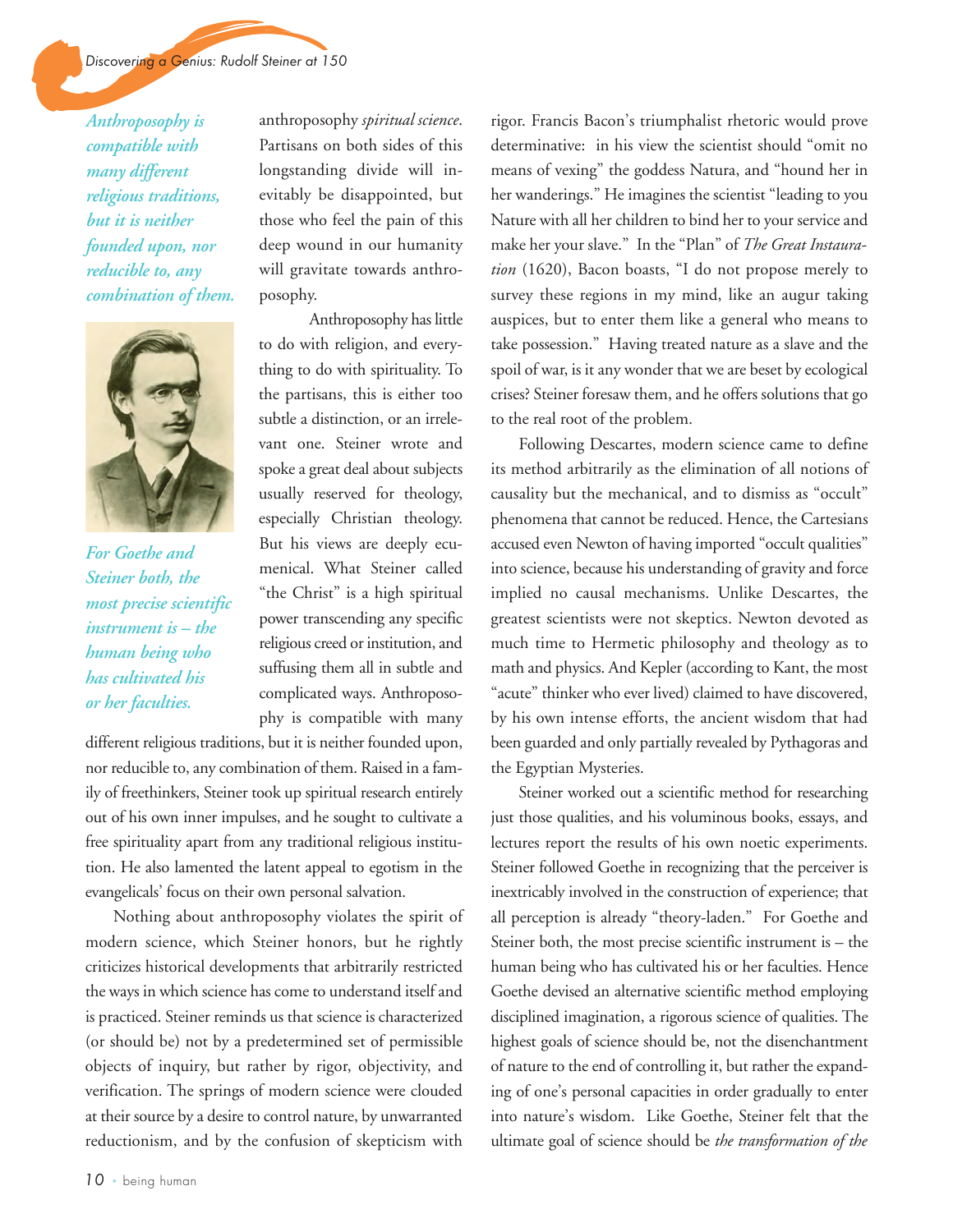*Anthroposophy is compatible with many different religious traditions, but it is neither founded upon, nor reducible to, any combination of them.*

*For Goethe and Steiner both, the most precise scientific instrument is – the human being who has cultivated his or her faculties.*

anthroposophy *spiritual science*. Partisans on both sides of this longstanding divide will inevitably be disappointed, but those who feel the pain of this deep wound in our humanity will gravitate towards anthroposophy.

Anthroposophy has little to do with religion, and everything to do with spirituality. To the partisans, this is either too subtle a distinction, or an irrelevant one. Steiner wrote and spoke a great deal about subjects usually reserved for theology, especially Christian theology. But his views are deeply ecumenical. What Steiner called "the Christ" is a high spiritual power transcending any specific religious creed or institution, and suffusing them all in subtle and complicated ways. Anthroposophy is compatible with many different religious traditions, but it is neither founded upon, nor reducible to, any combination of them. Raised in a family of freethinkers, Steiner took up spiritual research entirely out of his own inner impulses, and he sought to cultivate a free spirituality apart from any traditional religious institution. He also lamented the latent appeal to egotism in the evangelicals' focus on their own personal salvation.

Nothing about anthroposophy violates the spirit of modern science, which Steiner honors, but he rightly criticizes historical developments that arbitrarily restricted the ways in which science has come to understand itself and is practiced. Steiner reminds us that science is characterized (or should be) not by a predetermined set of permissible objects of inquiry, but rather by rigor, objectivity, and verification. The springs of modern science were clouded at their source by a desire to control nature, by unwarranted reductionism, and by the confusion of skepticism with rigor. Francis Bacon's triumphalist rhetoric would prove determinative: in his view the scientist should "omit no means of vexing" the goddess Natura, and "hound her in her wanderings." He imagines the scientist "leading to you Nature with all her children to bind her to your service and make her your slave." In the "Plan" of *The Great Instauration* (1620), Bacon boasts, "I do not propose merely to survey these regions in my mind, like an augur taking auspices, but to enter them like a general who means to take possession." Having treated nature as a slave and the spoil of war, is it any wonder that we are beset by ecological crises? Steiner foresaw them, and he offers solutions that go to the real root of the problem.

Following Descartes, modern science came to define its method arbitrarily as the elimination of all notions of causality but the mechanical, and to dismiss as "occult" phenomena that cannot be reduced. Hence, the Cartesians accused even Newton of having imported "occult qualities" into science, because his understanding of gravity and force implied no causal mechanisms. Unlike Descartes, the greatest scientists were not skeptics. Newton devoted as much time to Hermetic philosophy and theology as to math and physics. And Kepler (according to Kant, the most "acute" thinker who ever lived) claimed to have discovered, by his own intense efforts, the ancient wisdom that had been guarded and only partially revealed by Pythagoras and the Egyptian Mysteries.

Steiner worked out a scientific method for researching just those qualities, and his voluminous books, essays, and lectures report the results of his own noetic experiments. Steiner followed Goethe in recognizing that the perceiver is inextricably involved in the construction of experience; that all perception is already "theory-laden." For Goethe and Steiner both, the most precise scientific instrument is – the human being who has cultivated his or her faculties. Hence Goethe devised an alternative scientific method employing disciplined imagination, a rigorous science of qualities. The highest goals of science should be, not the disenchantment of nature to the end of controlling it, but rather the expanding of one's personal capacities in order gradually to enter into nature's wisdom. Like Goethe, Steiner felt that the ultimate goal of science should be *the transformation of the*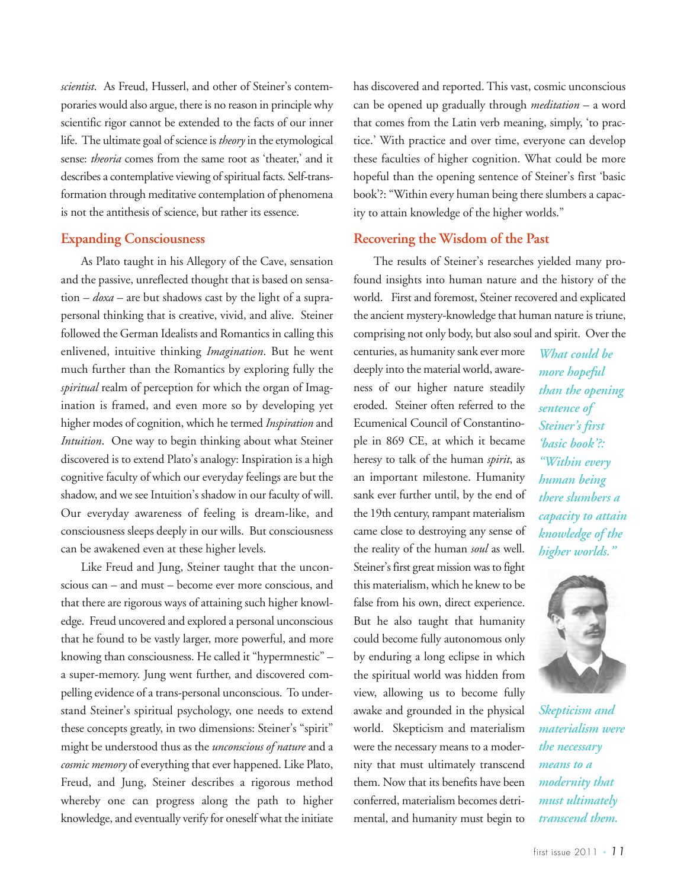*scientist*. As Freud, Husserl, and other of Steiner's contemporaries would also argue, there is no reason in principle why scientific rigor cannot be extended to the facts of our inner life. The ultimate goal of science is *theory* in the etymological sense: *theoria* comes from the same root as 'theater,' and it describes a contemplative viewing of spiritual facts. Self-transformation through meditative contemplation of phenomena is not the antithesis of science, but rather its essence.

## Expanding Consciousness

As Plato taught in his Allegory of the Cave, sensation and the passive, unreflected thought that is based on sensation – *doxa* – are but shadows cast by the light of a suprapersonal thinking that is creative, vivid, and alive. Steiner followed the German Idealists and Romantics in calling this enlivened, intuitive thinking *Imagination*. But he went much further than the Romantics by exploring fully the *spiritual* realm of perception for which the organ of Imagination is framed, and even more so by developing yet higher modes of cognition, which he termed *Inspiration* and *Intuition*. One way to begin thinking about what Steiner discovered is to extend Plato's analogy: Inspiration is a high cognitive faculty of which our everyday feelings are but the shadow, and we see Intuition's shadow in our faculty of will. Our everyday awareness of feeling is dream-like, and consciousness sleeps deeply in our wills. But consciousness can be awakened even at these higher levels.

Like Freud and Jung, Steiner taught that the unconscious can – and must – become ever more conscious, and that there are rigorous ways of attaining such higher knowledge. Freud uncovered and explored a personal unconscious that he found to be vastly larger, more powerful, and more knowing than consciousness. He called it "hypermnestic" – a super-memory. Jung went further, and discovered compelling evidence of a trans-personal unconscious. To understand Steiner's spiritual psychology, one needs to extend these concepts greatly, in two dimensions: Steiner's "spirit" might be understood thus as the *unconscious of nature* and a *cosmic memory* of everything that ever happened. Like Plato, Freud, and Jung, Steiner describes a rigorous method whereby one can progress along the path to higher knowledge, and eventually verify for oneself what the initiate has discovered and reported. This vast, cosmic unconscious can be opened up gradually through *meditation* – a word that comes from the Latin verb meaning, simply, 'to practice.' With practice and over time, everyone can develop these faculties of higher cognition. What could be more hopeful than the opening sentence of Steiner's first 'basic book'?: "Within every human being there slumbers a capacity to attain knowledge of the higher worlds."

## Recovering the Wisdom of the Past

The results of Steiner's researches yielded many profound insights into human nature and the history of the world. First and foremost, Steiner recovered and explicated the ancient mystery-knowledge that human nature is triune, comprising not only body, but also soul and spirit. Over the centuries, as humanity sank ever more deeply into the material world, awareness of our higher nature steadily eroded. Steiner often referred to the Ecumenical Council of Constantinople in 869 CE, at which it became heresy to talk of the human *spirit*, as an important milestone. Humanity sank ever further until, by the end of the 19th century, rampant materialism came close to destroying any sense of the reality of the human *soul* as well. Steiner's first great mission was to fight this materialism, which he knew to be false from his own, direct experience. But he also taught that humanity could become fully autonomous only by enduring a long eclipse in which the spiritual world was hidden from view, allowing us to become fully awake and grounded in the physical world. Skepticism and materialism were the necessary means to a modernity that must ultimately transcend them. Now that its benefits have been conferred, materialism becomes detrimental, and humanity must begin to

*What could be more hopeful than the opening sentence of Steiner's first 'basic book'?: "Within every human being there slumbers a capacity to attain knowledge of the higher worlds."*

*Skepticism and materialism were the necessary means to a modernity that must ultimately transcend them.*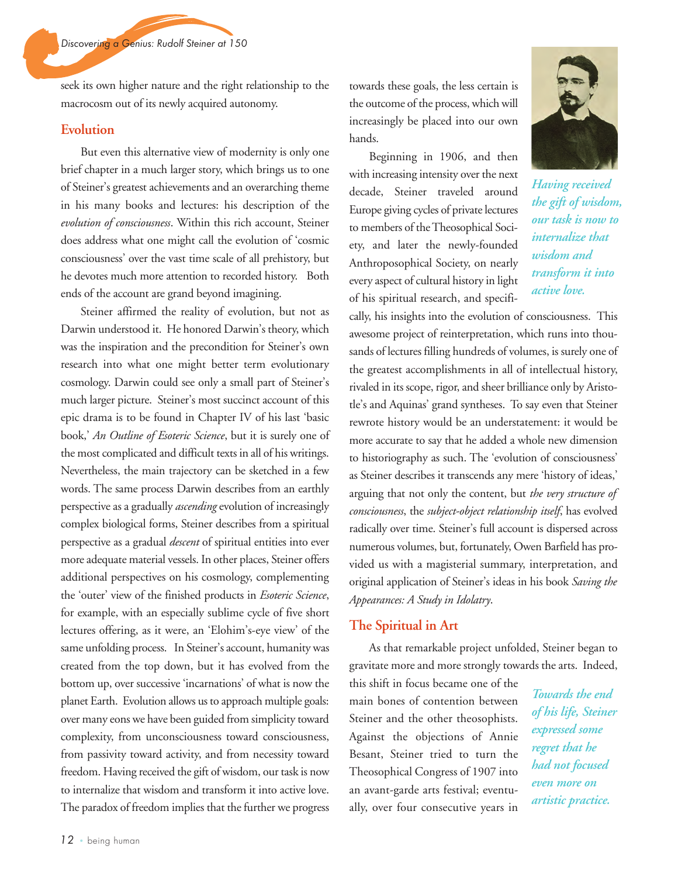seek its own higher nature and the right relationship to the macrocosm out of its newly acquired autonomy.

## Evolution

But even this alternative view of modernity is only one brief chapter in a much larger story, which brings us to one of Steiner's greatest achievements and an overarching theme in his many books and lectures: his description of the *evolution of consciousness*. Within this rich account, Steiner does address what one might call the evolution of 'cosmic consciousness' over the vast time scale of all prehistory, but he devotes much more attention to recorded history. Both ends of the account are grand beyond imagining.

Steiner affirmed the reality of evolution, but not as Darwin understood it. He honored Darwin's theory, which was the inspiration and the precondition for Steiner's own research into what one might better term evolutionary cosmology. Darwin could see only a small part of Steiner's much larger picture. Steiner's most succinct account of this epic drama is to be found in Chapter IV of his last 'basic book,' *An Outline of Esoteric Science*, but it is surely one of the most complicated and difficult texts in all of his writings. Nevertheless, the main trajectory can be sketched in a few words. The same process Darwin describes from an earthly perspective as a gradually *ascending* evolution of increasingly complex biological forms, Steiner describes from a spiritual perspective as a gradual *descent* of spiritual entities into ever more adequate material vessels. In other places, Steiner offers additional perspectives on his cosmology, complementing the 'outer' view of the finished products in *Esoteric Science*, for example, with an especially sublime cycle of five short lectures offering, as it were, an 'Elohim's-eye view' of the same unfolding process. In Steiner's account, humanity was created from the top down, but it has evolved from the bottom up, over successive 'incarnations' of what is now the planet Earth. Evolution allows us to approach multiple goals: over many eons we have been guided from simplicity toward complexity, from unconsciousness toward consciousness, from passivity toward activity, and from necessity toward freedom. Having received the gift of wisdom, our task is now to internalize that wisdom and transform it into active love. The paradox of freedom implies that the further we progress towards these goals, the less certain is the outcome of the process, which will increasingly be placed into our own hands.

*Having received the gift of wisdom, our task is now to internalize that wisdom and transform it into active love.*

Beginning in 1906, and then with increasing intensity over the next decade, Steiner traveled around Europe giving cycles of private lectures to members of the Theosophical Society, and later the newly-founded Anthroposophical Society, on nearly every aspect of cultural history in light of his spiritual research, and specifically, his insights into the evolution of consciousness. This awesome project of reinterpretation, which runs into thousands of lectures filling hundreds of volumes, is surely one of the greatest accomplishments in all of intellectual history, rivaled in its scope, rigor, and sheer brilliance only by Aristotle's and Aquinas' grand syntheses. To say even that Steiner rewrote history would be an understatement: it would be more accurate to say that he added a whole new dimension to historiography as such. The 'evolution of consciousness' as Steiner describes it transcends any mere 'history of ideas,' arguing that not only the content, but *the very structure of consciousness*, the *subject-object relationship itself*, has evolved radically over time. Steiner's full account is dispersed across numerous volumes, but, fortunately, Owen Barfield has provided us with a magisterial summary, interpretation, and original application of Steiner's ideas in his book *Saving the Appearances: A Study in Idolatry*.

## The Spiritual in Art

As that remarkable project unfolded, Steiner began to gravitate more and more strongly towards the arts. Indeed, this shift in focus became one of the main bones of contention between Steiner and the other theosophists. Against the objections of Annie Besant, Steiner tried to turn the Theosophical Congress of 1907 into an avant-garde arts festival; eventually, over four consecutive years in

*Towards the end of his life, Steiner expressed some regret that he had not focused even more on artistic practice.*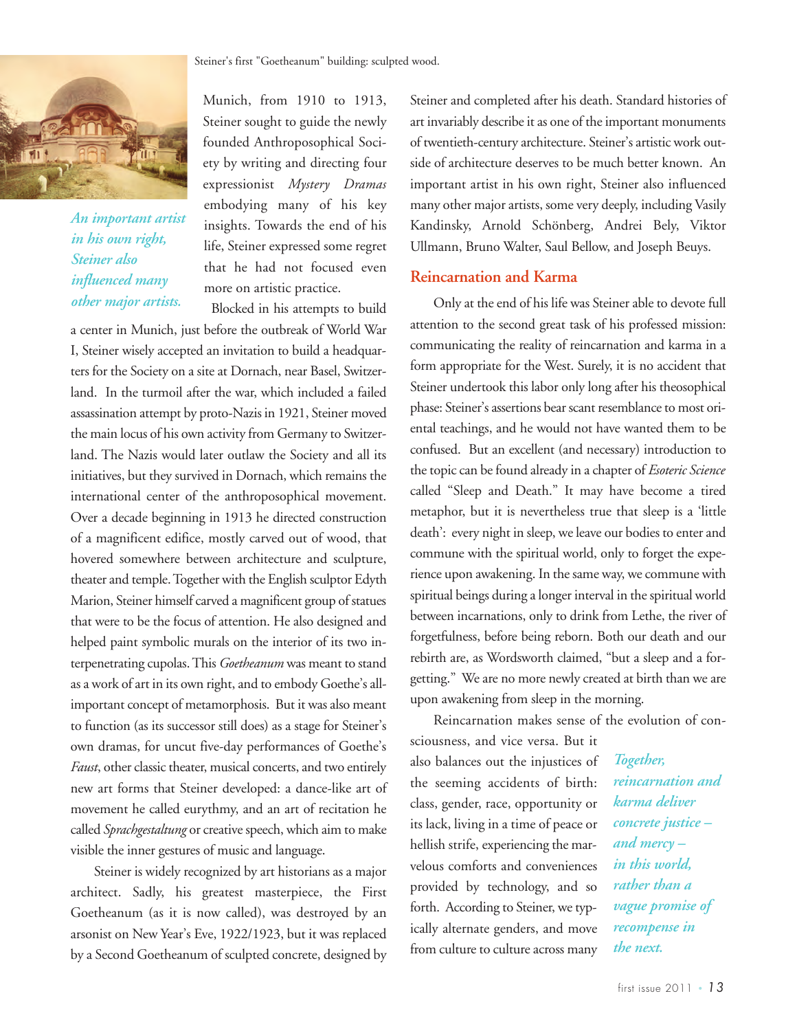Steiner's first "Goetheanum" building: sculpted wood.

*An important artist in his own right, Steiner also influenced many other major artists.*

Munich, from 1910 to 1913, Steiner sought to guide the newly founded Anthroposophical Society by writing and directing four expressionist *Mystery Dramas* embodying many of his key insights. Towards the end of his life, Steiner expressed some regret that he had not focused even more on artistic practice.

Blocked in his attempts to build a center in Munich, just before the outbreak of World War I, Steiner wisely accepted an invitation to build a headquarters for the Society on a site at Dornach, near Basel, Switzerland. In the turmoil after the war, which included a failed assassination attempt by proto-Nazis in 1921, Steiner moved the main locus of his own activity from Germany to Switzerland. The Nazis would later outlaw the Society and all its initiatives, but they survived in Dornach, which remains the international center of the anthroposophical movement. Over a decade beginning in 1913 he directed construction of a magnificent edifice, mostly carved out of wood, that hovered somewhere between architecture and sculpture, theater and temple. Together with the English sculptor Edyth Marion, Steiner himself carved a magnificent group of statues that were to be the focus of attention. He also designed and helped paint symbolic murals on the interior of its two interpenetrating cupolas. This *Goetheanum* was meant to stand as a work of art in its own right, and to embody Goethe's all-important concept of metamorphosis. But it was also meant to function (as its successor still does) as a stage for Steiner's own dramas, for uncut five-day performances of Goethe's *Faust*, other classic theater, musical concerts, and two entirely new art forms that Steiner developed: a dance-like art of movement he called eurythmy, and an art of recitation he called *Sprachgestaltung* or creative speech, which aim to make visible the inner gestures of music and language.

Steiner is widely recognized by art historians as a major architect. Sadly, his greatest masterpiece, the First Goetheanum (as it is now called), was destroyed by an arsonist on New Year's Eve, 1922/1923, but it was replaced by a Second Goetheanum of sculpted concrete, designed by Steiner and completed after his death. Standard histories of art invariably describe it as one of the important monuments of twentieth-century architecture. Steiner's artistic work outside of architecture deserves to be much better known. An important artist in his own right, Steiner also influenced many other major artists, some very deeply, including Vasily Kandinsky, Arnold Schönberg, Andrei Bely, Viktor Ullmann, Bruno Walter, Saul Bellow, and Joseph Beuys.

## Reincarnation and Karma

Only at the end of his life was Steiner able to devote full attention to the second great task of his professed mission: communicating the reality of reincarnation and karma in a form appropriate for the West. Surely, it is no accident that Steiner undertook this labor only long after his theosophical phase: Steiner's assertions bear scant resemblance to most oriental teachings, and he would not have wanted them to be confused. But an excellent (and necessary) introduction to the topic can be found already in a chapter of *Esoteric Science* called "Sleep and Death." It may have become a tired metaphor, but it is nevertheless true that sleep is a 'little death': every night in sleep, we leave our bodies to enter and commune with the spiritual world, only to forget the experience upon awakening. In the same way, we commune with spiritual beings during a longer interval in the spiritual world between incarnations, only to drink from Lethe, the river of forgetfulness, before being reborn. Both our death and our rebirth are, as Wordsworth claimed, "but a sleep and a forgetting." We are no more newly created at birth than we are upon awakening from sleep in the morning.

Reincarnation makes sense of the evolution of consciousness, and vice versa. But it also balances out the injustices of the seeming accidents of birth: class, gender, race, opportunity or its lack, living in a time of peace or hellish strife, experiencing the marvelous comforts and conveniences provided by technology, and so forth. According to Steiner, we typically alternate genders, and move from culture to culture across many

*Together, reincarnation and karma deliver concrete justice – and mercy – in this world, rather than a vague promise of recompense in the next.*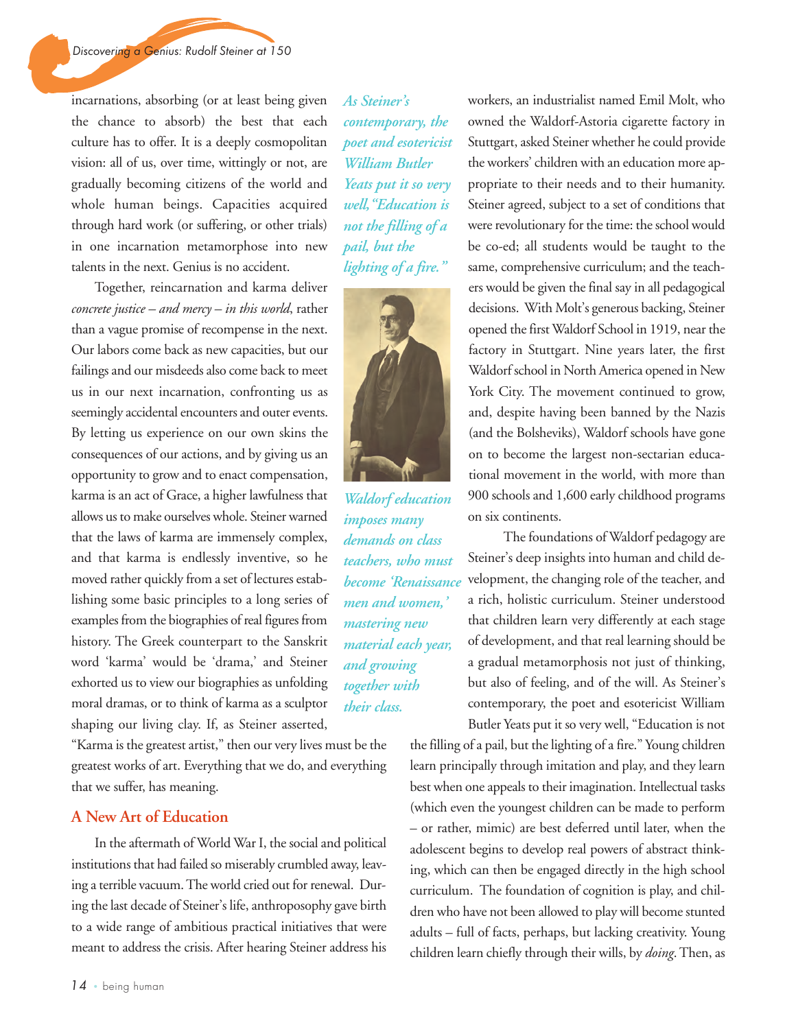incarnations, absorbing (or at least being given the chance to absorb) the best that each culture has to offer. It is a deeply cosmopolitan vision: all of us, over time, wittingly or not, are gradually becoming citizens of the world and whole human beings. Capacities acquired through hard work (or suffering, or other trials) in one incarnation metamorphose into new talents in the next. Genius is no accident.

Together, reincarnation and karma deliver *concrete justice – and mercy – in this world*, rather than a vague promise of recompense in the next. Our labors come back as new capacities, but our failings and our misdeeds also come back to meet us in our next incarnation, confronting us as seemingly accidental encounters and outer events. By letting us experience on our own skins the consequences of our actions, and by giving us an opportunity to grow and to enact compensation, karma is an act of Grace, a higher lawfulness that allows us to make ourselves whole. Steiner warned that the laws of karma are immensely complex, and that karma is endlessly inventive, so he moved rather quickly from a set of lectures establishing some basic principles to a long series of examples from the biographies of real figures from history. The Greek counterpart to the Sanskrit word 'karma' would be 'drama,' and Steiner exhorted us to view our biographies as unfolding moral dramas, or to think of karma as a sculptor shaping our living clay. If, as Steiner asserted, "Karma is the greatest artist," then our very lives must be the greatest works of art. Everything that we do, and everything that we suffer, has meaning.

*As Steiner's contemporary, the poet and esotericist William Butler Yeats put it so very well, "Education is not the filling of a pail, but the lighting of a fire."*

*Waldorf education imposes many demands on class teachers, who must become 'Renaissance men and women,' mastering new material each year, and growing together with their class.*

## A New Art of Education

In the aftermath of World War I, the social and political institutions that had failed so miserably crumbled away, leaving a terrible vacuum. The world cried out for renewal. During the last decade of Steiner's life, anthroposophy gave birth to a wide range of ambitious practical initiatives that were meant to address the crisis. After hearing Steiner address his workers, an industrialist named Emil Molt, who owned the Waldorf-Astoria cigarette factory in Stuttgart, asked Steiner whether he could provide the workers' children with an education more appropriate to their needs and to their humanity. Steiner agreed, subject to a set of conditions that were revolutionary for the time: the school would be co-ed; all students would be taught to the same, comprehensive curriculum; and the teachers would be given the final say in all pedagogical decisions. With Molt's generous backing, Steiner opened the first Waldorf School in 1919, near the factory in Stuttgart. Nine years later, the first Waldorf school in North America opened in New York City. The movement continued to grow, and, despite having been banned by the Nazis (and the Bolsheviks), Waldorf schools have gone on to become the largest non-sectarian educational movement in the world, with more than 900 schools and 1,600 early childhood programs on six continents.

The foundations of Waldorf pedagogy are Steiner's deep insights into human and child development, the changing role of the teacher, and a rich, holistic curriculum. Steiner understood that children learn very differently at each stage of development, and that real learning should be a gradual metamorphosis not just of thinking, but also of feeling, and of the will. As Steiner's contemporary, the poet and esotericist William Butler Yeats put it so very well, "Education is not the filling of a pail, but the lighting of a fire." Young children learn principally through imitation and play, and they learn best when one appeals to their imagination. Intellectual tasks (which even the youngest children can be made to perform – or rather, mimic) are best deferred until later, when the adolescent begins to develop real powers of abstract thinking, which can then be engaged directly in the high school curriculum. The foundation of cognition is play, and children who have not been allowed to play will become stunted adults – full of facts, perhaps, but lacking creativity. Young children learn chiefly through their wills, by *doing*. Then, as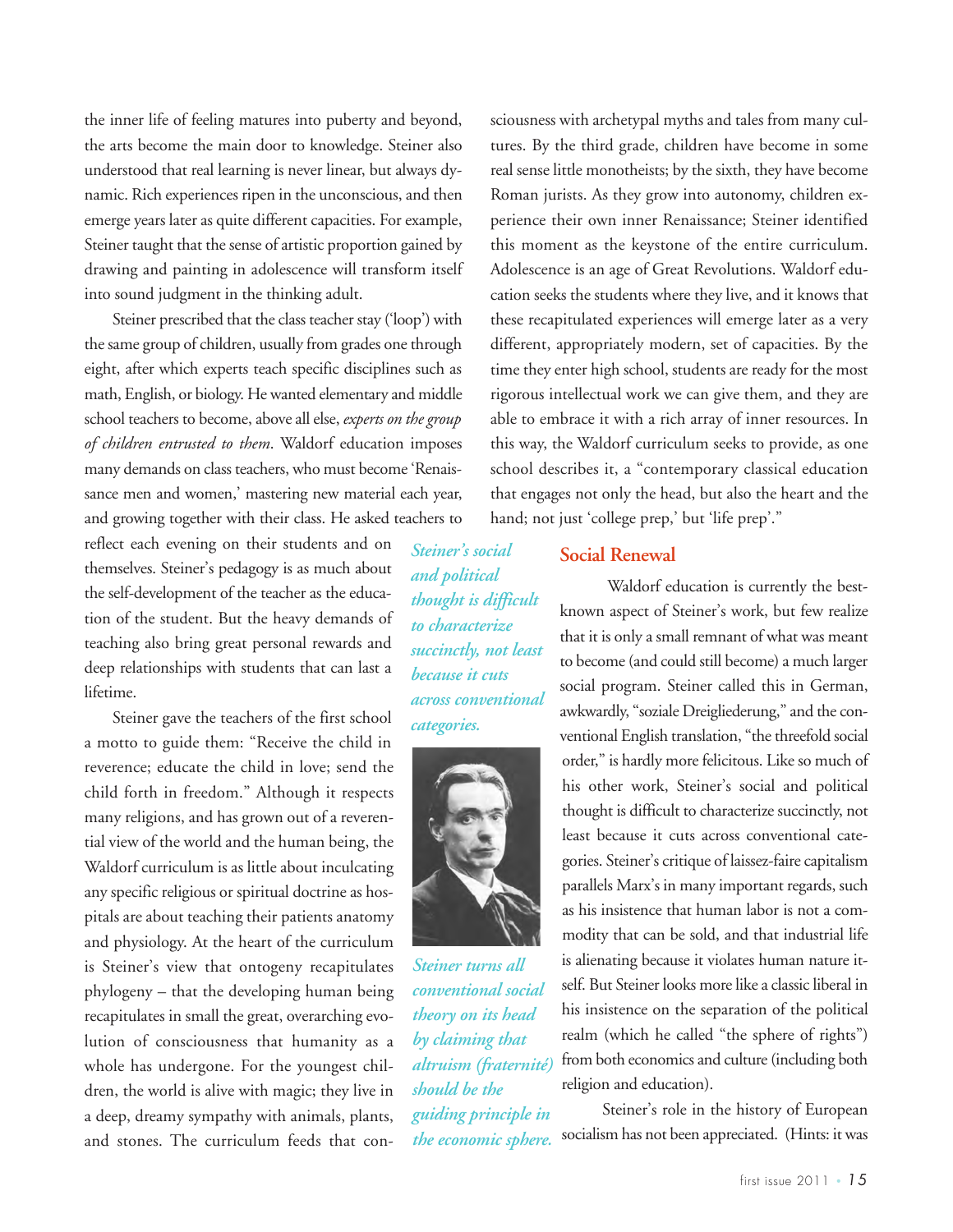the inner life of feeling matures into puberty and beyond, the arts become the main door to knowledge. Steiner also understood that real learning is never linear, but always dynamic. Rich experiences ripen in the unconscious, and then emerge years later as quite different capacities. For example, Steiner taught that the sense of artistic proportion gained by drawing and painting in adolescence will transform itself into sound judgment in the thinking adult.

Steiner prescribed that the class teacher stay ('loop') with the same group of children, usually from grades one through eight, after which experts teach specific disciplines such as math, English, or biology. He wanted elementary and middle school teachers to become, above all else, *experts on the group of children entrusted to them*. Waldorf education imposes many demands on class teachers, who must become 'Renaissance men and women,' mastering new material each year, and growing together with their class. He asked teachers to reflect each evening on their students and on themselves. Steiner's pedagogy is as much about the self-development of the teacher as the education of the student. But the heavy demands of teaching also bring great personal rewards and deep relationships with students that can last a lifetime.

*Steiner's social and political thought is difficult to characterize succinctly, not least because it cuts across conventional categories.*

Steiner gave the teachers of the first school a motto to guide them: "Receive the child in reverence; educate the child in love; send the child forth in freedom." Although it respects many religions, and has grown out of a reverential view of the world and the human being, the Waldorf curriculum is as little about inculcating any specific religious or spiritual doctrine as hospitals are about teaching their patients anatomy and physiology. At the heart of the curriculum is Steiner's view that ontogeny recapitulates phylogeny – that the developing human being recapitulates in small the great, overarching evolution of consciousness that humanity as a whole has undergone. For the youngest children, the world is alive with magic; they live in a deep, dreamy sympathy with animals, plants, and stones. The curriculum feeds that consciousness with archetypal myths and tales from many cultures. By the third grade, children have become in some real sense little monotheists; by the sixth, they have become Roman jurists. As they grow into autonomy, children experience their own inner Renaissance; Steiner identified this moment as the keystone of the entire curriculum. Adolescence is an age of Great Revolutions. Waldorf education seeks the students where they live, and it knows that these recapitulated experiences will emerge later as a very different, appropriately modern, set of capacities. By the time they enter high school, students are ready for the most rigorous intellectual work we can give them, and they are able to embrace it with a rich array of inner resources. In this way, the Waldorf curriculum seeks to provide, as one school describes it, a "contemporary classical education that engages not only the head, but also the heart and the hand; not just 'college prep,' but 'life prep'."

*Steiner turns all conventional social theory on its head by claiming that altruism (fraternité) should be the guiding principle in the economic sphere.*

## Social Renewal

Waldorf education is currently the best-known aspect of Steiner's work, but few realize that it is only a small remnant of what was meant to become (and could still become) a much larger social program. Steiner called this in German, awkwardly, "soziale Dreigliederung," and the conventional English translation, "the threefold social order," is hardly more felicitous. Like so much of his other work, Steiner's social and political thought is difficult to characterize succinctly, not least because it cuts across conventional categories. Steiner's critique of laissez-faire capitalism parallels Marx's in many important regards, such as his insistence that human labor is not a commodity that can be sold, and that industrial life is alienating because it violates human nature itself. But Steiner looks more like a classic liberal in his insistence on the separation of the political realm (which he called "the sphere of rights") from both economics and culture (including both religion and education).

Steiner's role in the history of European socialism has not been appreciated. (Hints: it was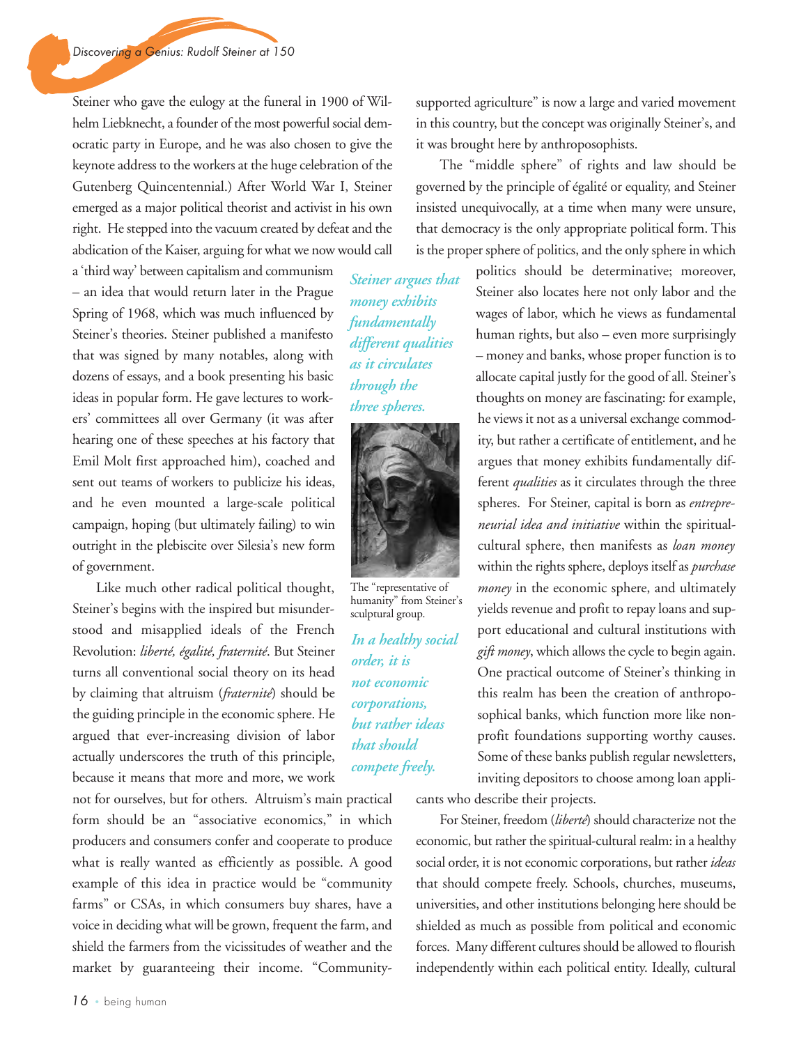Steiner who gave the eulogy at the funeral in 1900 of Wilhelm Liebknecht, a founder of the most powerful social democratic party in Europe, and he was also chosen to give the keynote address to the workers at the huge celebration of the Gutenberg Quincentennial.) After World War I, Steiner emerged as a major political theorist and activist in his own right. He stepped into the vacuum created by defeat and the abdication of the Kaiser, arguing for what we now would call a 'third way' between capitalism and communism – an idea that would return later in the Prague Spring of 1968, which was much influenced by Steiner's theories. Steiner published a manifesto that was signed by many notables, along with dozens of essays, and a book presenting his basic ideas in popular form. He gave lectures to workers' committees all over Germany (it was after hearing one of these speeches at his factory that Emil Molt first approached him), coached and sent out teams of workers to publicize his ideas, and he even mounted a large-scale political campaign, hoping (but ultimately failing) to win outright in the plebiscite over Silesia's new form of government.

Like much other radical political thought, Steiner's begins with the inspired but misunderstood and misapplied ideals of the French Revolution: *liberté, égalité, fraternité*. But Steiner turns all conventional social theory on its head by claiming that altruism (*fraternité*) should be the guiding principle in the economic sphere. He argued that ever-increasing division of labor actually underscores the truth of this principle, because it means that more and more, we work not for ourselves, but for others. Altruism's main practical form should be an "associative economics," in which producers and consumers confer and cooperate to produce what is really wanted as efficiently as possible. A good example of this idea in practice would be "community farms" or CSAs, in which consumers buy shares, have a voice in deciding what will be grown, frequent the farm, and shield the farmers from the vicissitudes of weather and the market by guaranteeing their income. "Community-supported agriculture" is now a large and varied movement in this country, but the concept was originally Steiner's, and it was brought here by anthroposophists.

*Steiner argues that money exhibits fundamentally different qualities as it circulates through the three spheres.*

The "representative of humanity" from Steiner's sculptural group.

*In a healthy social order, it is not economic corporations, but rather ideas that should compete freely.*

The "middle sphere" of rights and law should be governed by the principle of égalité or equality, and Steiner insisted unequivocally, at a time when many were unsure, that democracy is the only appropriate political form. This is the proper sphere of politics, and the only sphere in which politics should be determinative; moreover, Steiner also locates here not only labor and the wages of labor, which he views as fundamental human rights, but also – even more surprisingly – money and banks, whose proper function is to allocate capital justly for the good of all. Steiner's thoughts on money are fascinating: for example, he views it not as a universal exchange commodity, but rather a certificate of entitlement, and he argues that money exhibits fundamentally different *qualities* as it circulates through the three spheres. For Steiner, capital is born as *entrepreneurial idea and initiative* within the spiritual-cultural sphere, then manifests as *loan money* within the rights sphere, deploys itself as *purchase money* in the economic sphere, and ultimately yields revenue and profit to repay loans and support educational and cultural institutions with *gift money*, which allows the cycle to begin again. One practical outcome of Steiner's thinking in this realm has been the creation of anthroposophical banks, which function more like nonprofit foundations supporting worthy causes. Some of these banks publish regular newsletters, inviting depositors to choose among loan applicants who describe their projects.

For Steiner, freedom (*liberté*) should characterize not the economic, but rather the spiritual-cultural realm: in a healthy social order, it is not economic corporations, but rather *ideas* that should compete freely. Schools, churches, museums, universities, and other institutions belonging here should be shielded as much as possible from political and economic forces. Many different cultures should be allowed to flourish independently within each political entity. Ideally, cultural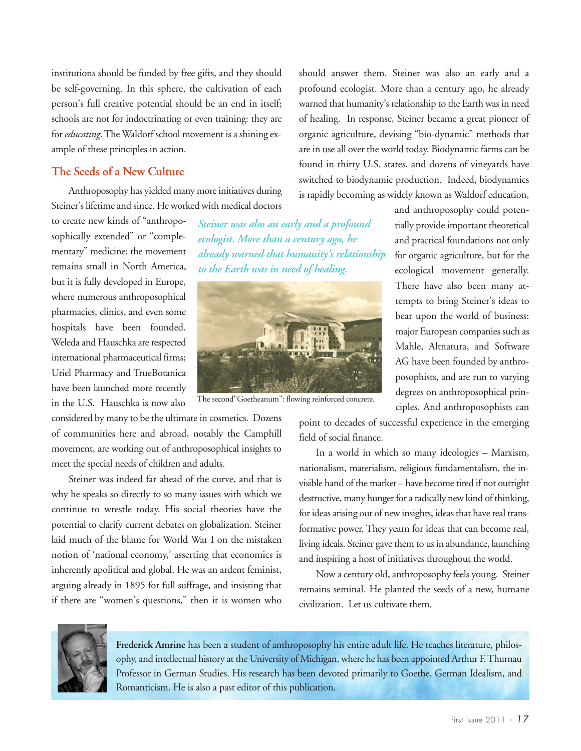institutions should be funded by free gifts, and they should be self-governing. In this sphere, the cultivation of each person's full creative potential should be an end in itself; schools are not for indoctrinating or even training: they are for *educating*. The Waldorf school movement is a shining example of these principles in action.

## The Seeds of a New Culture

Anthroposophy has yielded many more initiatives during Steiner's lifetime and since. He worked with medical doctors to create new kinds of "anthroposophically extended" or "complementary" medicine: the movement remains small in North America, but it is fully developed in Europe, where numerous anthroposophical pharmacies, clinics, and even some hospitals have been founded. Weleda and Hauschka are respected international pharmaceutical firms; Uriel Pharmacy and TrueBotanica have been launched more recently in the U.S. Hauschka is now also considered by many to be the ultimate in cosmetics. Dozens of communities here and abroad, notably the Camphill movement, are working out of anthroposophical insights to meet the special needs of children and adults.

*Steiner was also an early and a profound ecologist. More than a century ago, he already warned that humanity's relationship to the Earth was in need of healing.*

The second "Goetheanum": flowing reinforced concrete.

Steiner was indeed far ahead of the curve, and that is why he speaks so directly to so many issues with which we continue to wrestle today. His social theories have the potential to clarify current debates on globalization. Steiner laid much of the blame for World War I on the mistaken notion of 'national economy,' asserting that economics is inherently apolitical and global. He was an ardent feminist, arguing already in 1895 for full suffrage, and insisting that if there are "women's questions," then it is women who should answer them. Steiner was also an early and a profound ecologist. More than a century ago, he already warned that humanity's relationship to the Earth was in need of healing. In response, Steiner became a great pioneer of organic agriculture, devising "bio-dynamic" methods that are in use all over the world today. Biodynamic farms can be found in thirty U.S. states, and dozens of vineyards have switched to biodynamic production. Indeed, biodynamics is rapidly becoming as widely known as Waldorf education, and anthroposophy could potentially provide important theoretical and practical foundations not only for organic agriculture, but for the ecological movement generally. There have also been many attempts to bring Steiner's ideas to bear upon the world of business: major European companies such as Mahle, Altnatura, and Software AG have been founded by anthroposophists, and are run to varying degrees on anthroposophical principles. And anthroposophists can point to decades of successful experience in the emerging field of social finance.

In a world in which so many ideologies – Marxism, nationalism, materialism, religious fundamentalism, the invisible hand of the market – have become tired if not outright destructive, many hunger for a radically new kind of thinking, for ideas arising out of new insights, ideas that have real transformative power. They yearn for ideas that can become real, living ideals. Steiner gave them to us in abundance, launching and inspiring a host of initiatives throughout the world.

Now a century old, anthroposophy feels young. Steiner remains seminal. He planted the seeds of a new, humane civilization. Let us cultivate them.

**Frederick Amrine** has been a student of anthroposophy his entire adult life. He teaches literature, philosophy, and intellectual history at the University of Michigan, where he has been appointed Arthur F. Thurnau Professor in German Studies. His research has been devoted primarily to Goethe, German Idealism, and Romanticism. He is also a past editor of this publication.